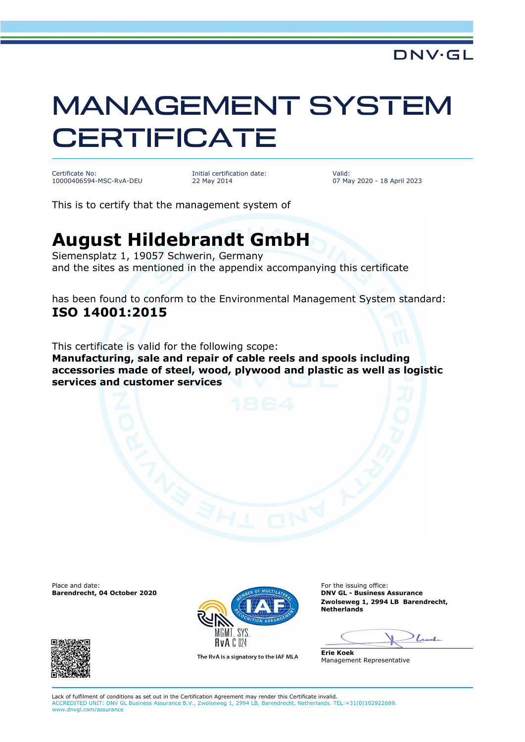DNV·GL

# MANAGEMENT SYSTEM CERTIFICATE

| Certificate No: | Initial certification date: | Valid: |
|---|---|---|
| 10000406594-MSC-RvA-DEU | 22 May 2014 | 07 May 2020 - 18 April 2023 |

This is to certify that the management system of

## August Hildebrandt GmbH

Siemensplatz 1, 19057 Schwerin, Germany
and the sites as mentioned in the appendix accompanying this certificate

has been found to conform to the Environmental Management System standard:
**ISO 14001:2015**

This certificate is valid for the following scope:
**Manufacturing, sale and repair of cable reels and spools including accessories made of steel, wood, plywood and plastic as well as logistic services and customer services**

Place and date:
**Barendrecht, 04 October 2020**

MGMT. SYS.
RvA C 024

The RvA is a signatory to the IAF MLA

For the issuing office:
**DNV GL - Business Assurance**
**Zwolseweg 1, 2994 LB Barendrecht, Netherlands**

**Erie Koek**
Management Representative

Lack of fulfilment of conditions as set out in the Certification Agreement may render this Certificate invalid.
ACCREDITED UNIT: DNV GL Business Assurance B.V., Zwolseweg 1, 2994 LB, Barendrecht, Netherlands. TEL:+31(0)102922689. www.dnvgl.com/assurance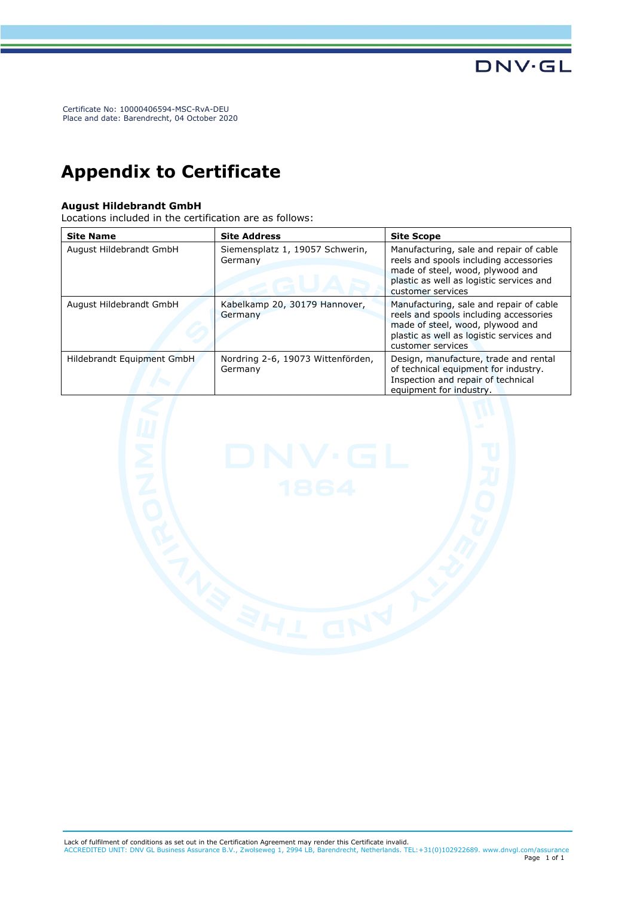Certificate No: 10000406594-MSC-RvA-DEU
Place and date: Barendrecht, 04 October 2020

# Appendix to Certificate

**August Hildebrandt GmbH**
Locations included in the certification are as follows:

| Site Name | Site Address | Site Scope |
|---|---|---|
| August Hildebrandt GmbH | Siemensplatz 1, 19057 Schwerin, Germany | Manufacturing, sale and repair of cable reels and spools including accessories made of steel, wood, plywood and plastic as well as logistic services and customer services |
| August Hildebrandt GmbH | Kabelkamp 20, 30179 Hannover, Germany | Manufacturing, sale and repair of cable reels and spools including accessories made of steel, wood, plywood and plastic as well as logistic services and customer services |
| Hildebrandt Equipment GmbH | Nordring 2-6, 19073 Wittenförden, Germany | Design, manufacture, trade and rental of technical equipment for industry. Inspection and repair of technical equipment for industry. |

Lack of fulfilment of conditions as set out in the Certification Agreement may render this Certificate invalid.
ACCREDITED UNIT: DNV GL Business Assurance B.V., Zwolseweg 1, 2994 LB, Barendrecht, Netherlands. TEL:+31(0)102922689. www.dnvgl.com/assurance